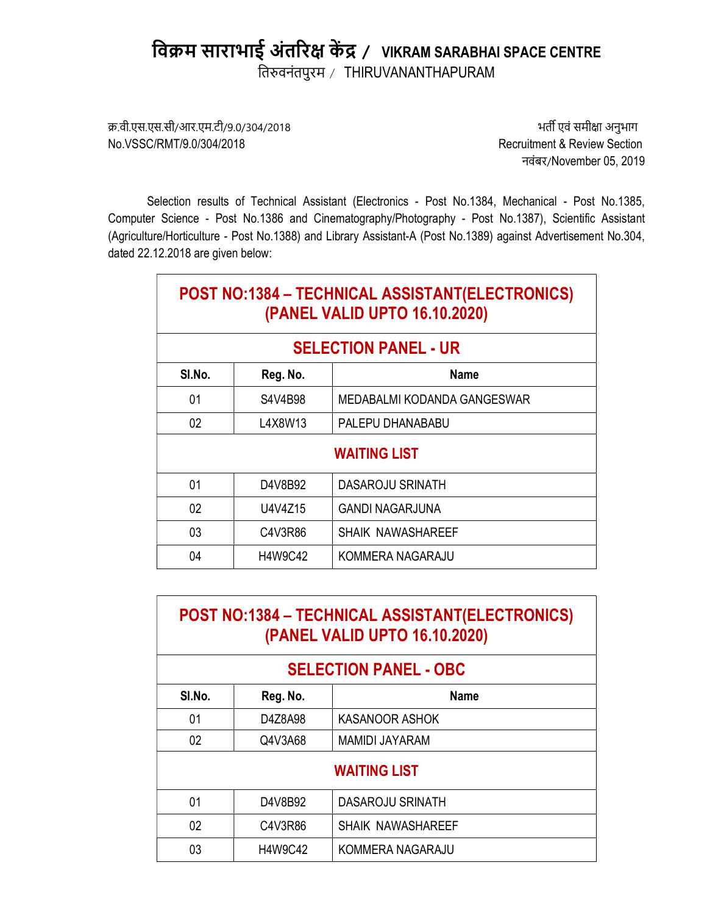# विक्रम साराभाई अंतरिक्ष केंद्र / VIKRAM SARABHAI SPACE CENTRE

तिरुवनंतपुरम / THIRUVANANTHAPURAM

क्र.वी.एस.एस.सी/आर.एम.टी/9.0/304/2018
No.VSSC/RMT/9.0/304/2018

भर्ती एवं समीक्षा अनुभाग
Recruitment & Review Section
नवंबर/November 05, 2019

Selection results of Technical Assistant (Electronics - Post No.1384, Mechanical - Post No.1385, Computer Science - Post No.1386 and Cinematography/Photography - Post No.1387), Scientific Assistant (Agriculture/Horticulture - Post No.1388) and Library Assistant-A (Post No.1389) against Advertisement No.304, dated 22.12.2018 are given below:

## POST NO:1384 – TECHNICAL ASSISTANT(ELECTRONICS) (PANEL VALID UPTO 16.10.2020)

### SELECTION PANEL - UR

| Sl.No. | Reg. No. | Name |
|---|---|---|
| 01 | S4V4B98 | MEDABALMI KODANDA GANGESWAR |
| 02 | L4X8W13 | PALEPU DHANABABU |
| **WAITING LIST** | | |
| 01 | D4V8B92 | DASAROJU SRINATH |
| 02 | U4V4Z15 | GANDI NAGARJUNA |
| 03 | C4V3R86 | SHAIK NAWASHAREEF |
| 04 | H4W9C42 | KOMMERA NAGARAJU |

## POST NO:1384 – TECHNICAL ASSISTANT(ELECTRONICS) (PANEL VALID UPTO 16.10.2020)

### SELECTION PANEL - OBC

| Sl.No. | Reg. No. | Name |
|---|---|---|
| 01 | D4Z8A98 | KASANOOR ASHOK |
| 02 | Q4V3A68 | MAMIDI JAYARAM |
| **WAITING LIST** | | |
| 01 | D4V8B92 | DASAROJU SRINATH |
| 02 | C4V3R86 | SHAIK NAWASHAREEF |
| 03 | H4W9C42 | KOMMERA NAGARAJU |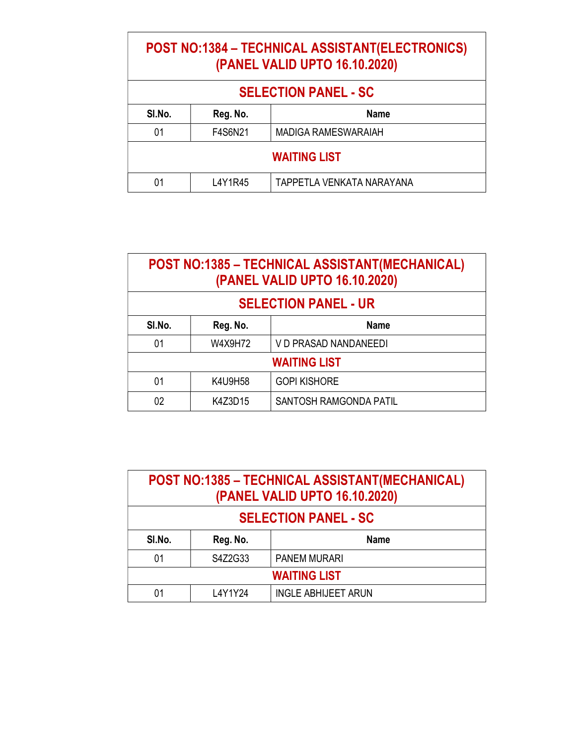| POST NO:1384 – TECHNICAL ASSISTANT(ELECTRONICS) (PANEL VALID UPTO 16.10.2020) | | |
|---|---|---|
| **SELECTION PANEL - SC** | | |
| **Sl.No.** | **Reg. No.** | **Name** |
| 01 | F4S6N21 | MADIGA RAMESWARAIAH |
| **WAITING LIST** | | |
| 01 | L4Y1R45 | TAPPETLA VENKATA NARAYANA |

| POST NO:1385 – TECHNICAL ASSISTANT(MECHANICAL) (PANEL VALID UPTO 16.10.2020) | | |
|---|---|---|
| **SELECTION PANEL - UR** | | |
| **Sl.No.** | **Reg. No.** | **Name** |
| 01 | W4X9H72 | V D PRASAD NANDANEEDI |
| **WAITING LIST** | | |
| 01 | K4U9H58 | GOPI KISHORE |
| 02 | K4Z3D15 | SANTOSH RAMGONDA PATIL |

| POST NO:1385 – TECHNICAL ASSISTANT(MECHANICAL) (PANEL VALID UPTO 16.10.2020) | | |
|---|---|---|
| **SELECTION PANEL - SC** | | |
| **Sl.No.** | **Reg. No.** | **Name** |
| 01 | S4Z2G33 | PANEM MURARI |
| **WAITING LIST** | | |
| 01 | L4Y1Y24 | INGLE ABHIJEET ARUN |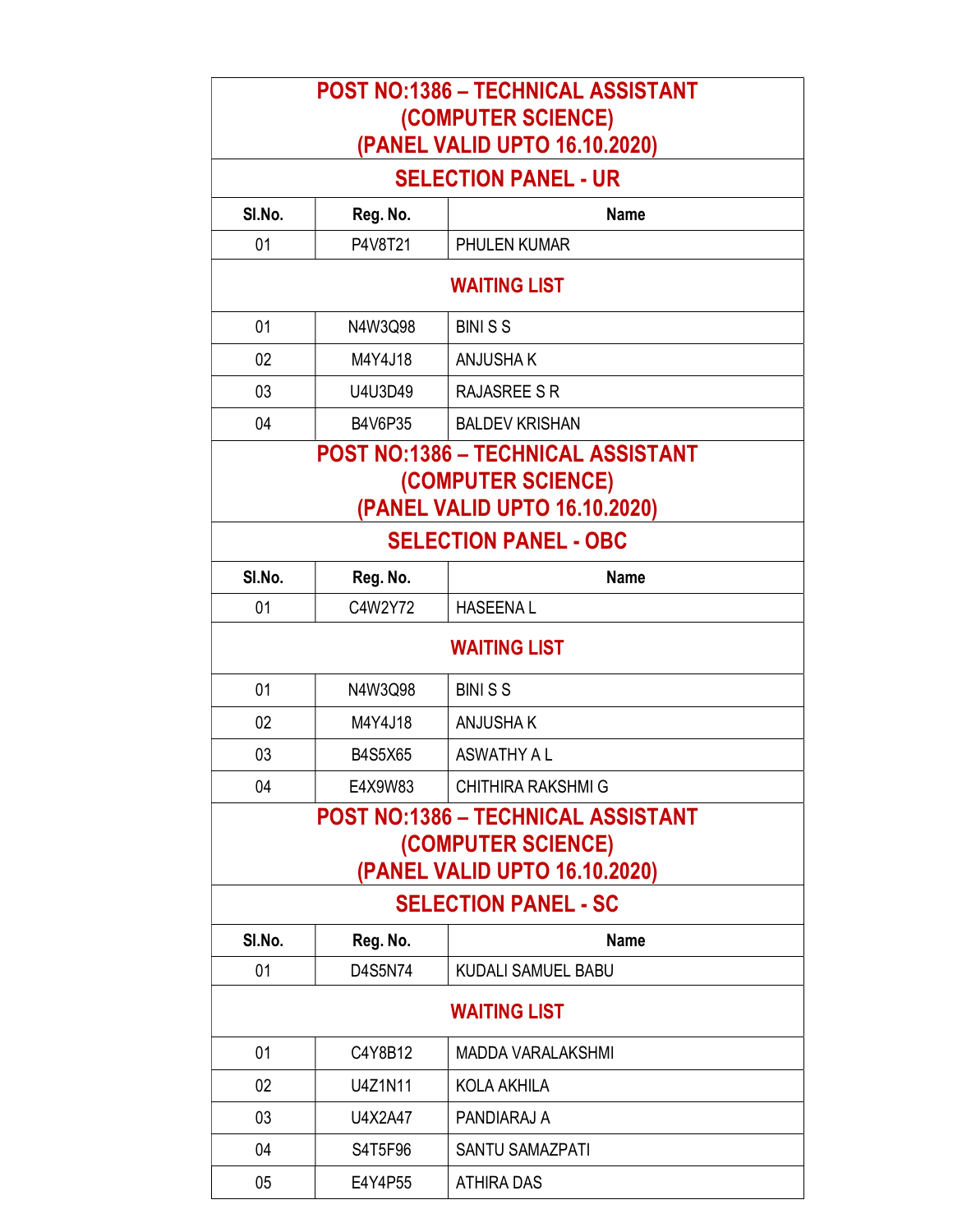## POST NO:1386 – TECHNICAL ASSISTANT (COMPUTER SCIENCE) (PANEL VALID UPTO 16.10.2020)

### SELECTION PANEL - UR

| Sl.No. | Reg. No. | Name |
|---|---|---|
| 01 | P4V8T21 | PHULEN KUMAR |

### WAITING LIST

| Sl.No. | Reg. No. | Name |
|---|---|---|
| 01 | N4W3Q98 | BINI S S |
| 02 | M4Y4J18 | ANJUSHA K |
| 03 | U4U3D49 | RAJASREE S R |
| 04 | B4V6P35 | BALDEV KRISHAN |

## POST NO:1386 – TECHNICAL ASSISTANT (COMPUTER SCIENCE) (PANEL VALID UPTO 16.10.2020)

### SELECTION PANEL - OBC

| Sl.No. | Reg. No. | Name |
|---|---|---|
| 01 | C4W2Y72 | HASEENA L |

### WAITING LIST

| Sl.No. | Reg. No. | Name |
|---|---|---|
| 01 | N4W3Q98 | BINI S S |
| 02 | M4Y4J18 | ANJUSHA K |
| 03 | B4S5X65 | ASWATHY A L |
| 04 | E4X9W83 | CHITHIRA RAKSHMI G |

## POST NO:1386 – TECHNICAL ASSISTANT (COMPUTER SCIENCE) (PANEL VALID UPTO 16.10.2020)

### SELECTION PANEL - SC

| Sl.No. | Reg. No. | Name |
|---|---|---|
| 01 | D4S5N74 | KUDALI SAMUEL BABU |

### WAITING LIST

| Sl.No. | Reg. No. | Name |
|---|---|---|
| 01 | C4Y8B12 | MADDA VARALAKSHMI |
| 02 | U4Z1N11 | KOLA AKHILA |
| 03 | U4X2A47 | PANDIARAJ A |
| 04 | S4T5F96 | SANTU SAMAZPATI |
| 05 | E4Y4P55 | ATHIRA DAS |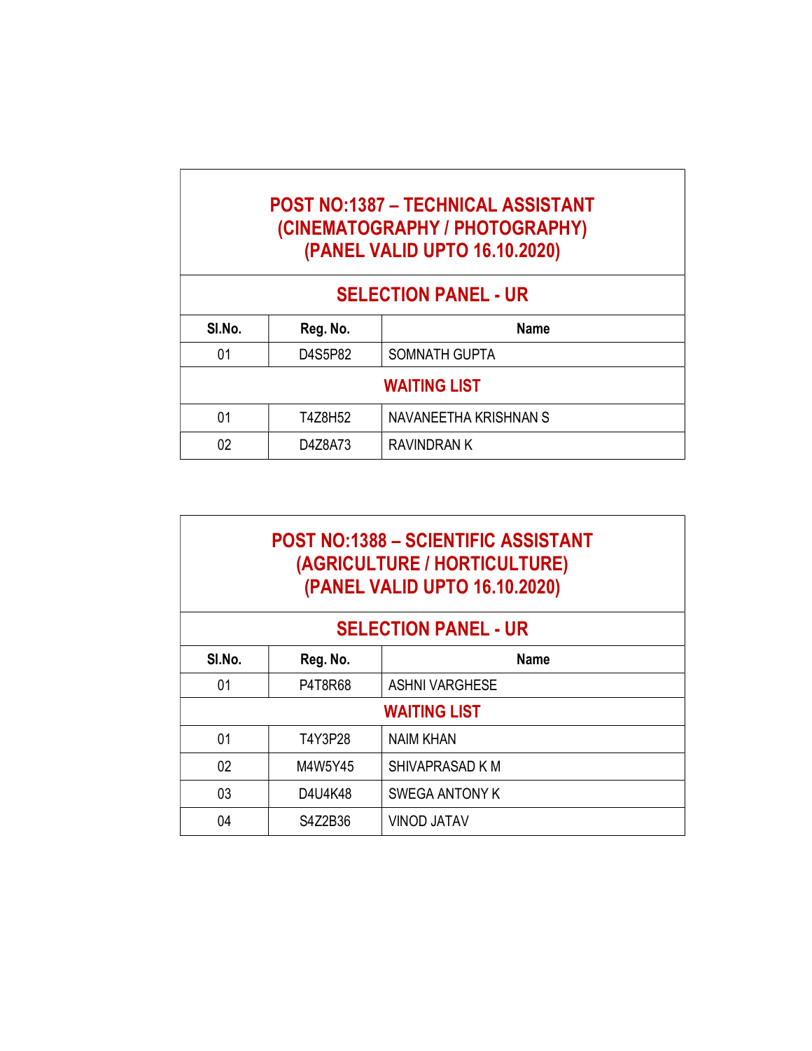## POST NO:1387 – TECHNICAL ASSISTANT (CINEMATOGRAPHY / PHOTOGRAPHY) (PANEL VALID UPTO 16.10.2020)

### SELECTION PANEL - UR

| Sl.No. | Reg. No. | Name |
|---|---|---|
| 01 | D4S5P82 | SOMNATH GUPTA |
| **WAITING LIST** | | |
| 01 | T4Z8H52 | NAVANEETHA KRISHNAN S |
| 02 | D4Z8A73 | RAVINDRAN K |

## POST NO:1388 – SCIENTIFIC ASSISTANT (AGRICULTURE / HORTICULTURE) (PANEL VALID UPTO 16.10.2020)

### SELECTION PANEL - UR

| Sl.No. | Reg. No. | Name |
|---|---|---|
| 01 | P4T8R68 | ASHNI VARGHESE |
| **WAITING LIST** | | |
| 01 | T4Y3P28 | NAIM KHAN |
| 02 | M4W5Y45 | SHIVAPRASAD K M |
| 03 | D4U4K48 | SWEGA ANTONY K |
| 04 | S4Z2B36 | VINOD JATAV |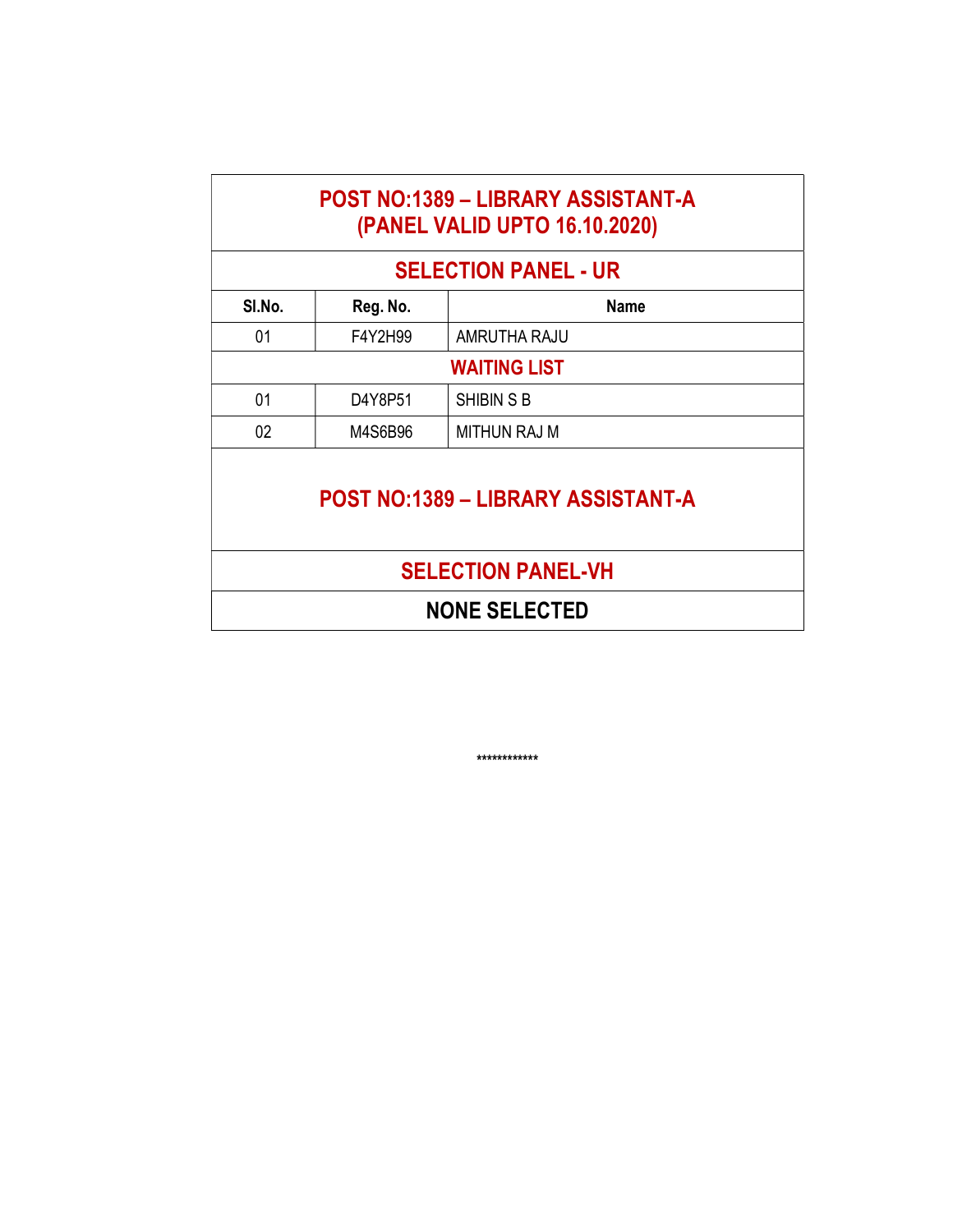## POST NO:1389 – LIBRARY ASSISTANT-A
## (PANEL VALID UPTO 16.10.2020)

### SELECTION PANEL - UR

| Sl.No. | Reg. No. | Name |
|---|---|---|
| 01 | F4Y2H99 | AMRUTHA RAJU |

### WAITING LIST

| Sl.No. | Reg. No. | Name |
|---|---|---|
| 01 | D4Y8P51 | SHIBIN S B |
| 02 | M4S6B96 | MITHUN RAJ M |

## POST NO:1389 – LIBRARY ASSISTANT-A

### SELECTION PANEL-VH

**NONE SELECTED**

************